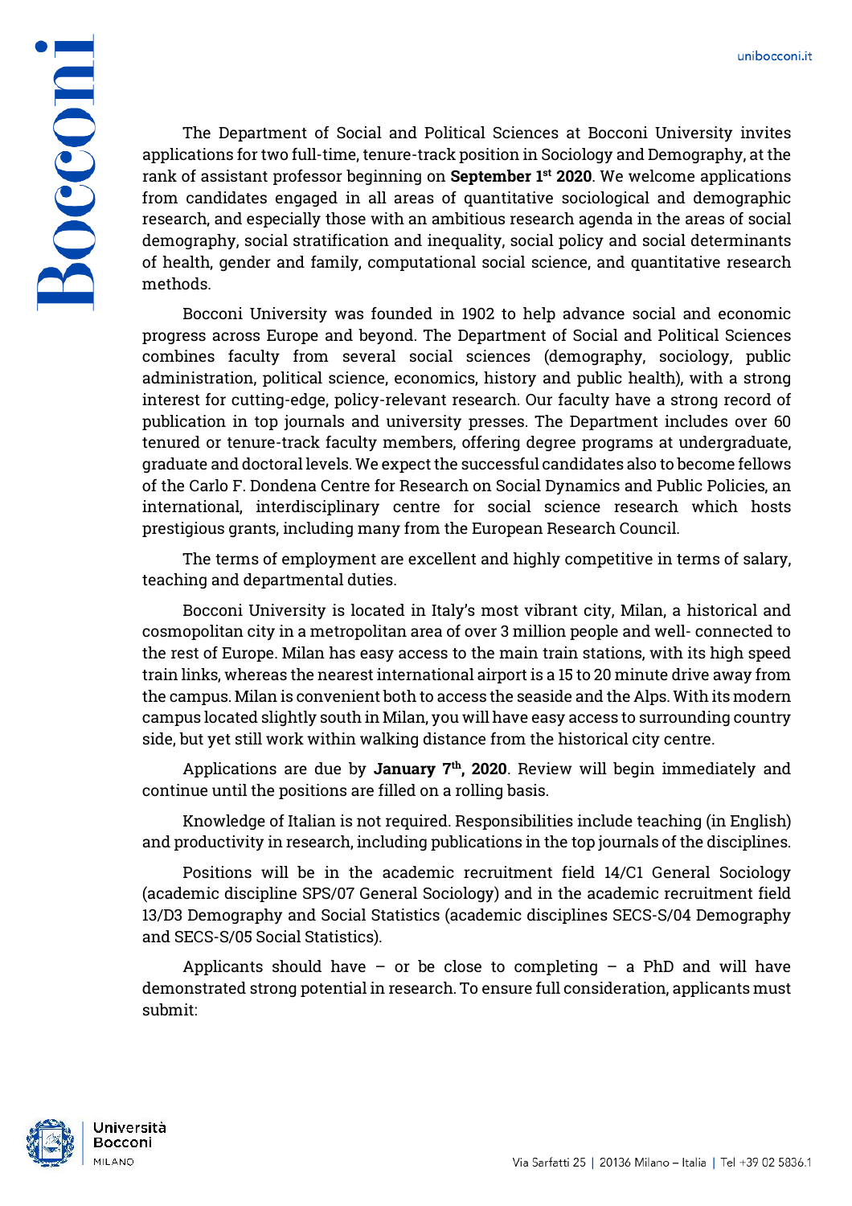The Department of Social and Political Sciences at Bocconi University invites applications for two full-time, tenure-track position in Sociology and Demography, at the rank of assistant professor beginning on **September 1st 2020**. We welcome applications from candidates engaged in all areas of quantitative sociological and demographic research, and especially those with an ambitious research agenda in the areas of social demography, social stratification and inequality, social policy and social determinants of health, gender and family, computational social science, and quantitative research methods.

Bocconi University was founded in 1902 to help advance social and economic progress across Europe and beyond. The Department of Social and Political Sciences combines faculty from several social sciences (demography, sociology, public administration, political science, economics, history and public health), with a strong interest for cutting-edge, policy-relevant research. Our faculty have a strong record of publication in top journals and university presses. The Department includes over 60 tenured or tenure-track faculty members, offering degree programs at undergraduate, graduate and doctoral levels. We expect the successful candidates also to become fellows of the Carlo F. Dondena Centre for Research on Social Dynamics and Public Policies, an international, interdisciplinary centre for social science research which hosts prestigious grants, including many from the European Research Council.

The terms of employment are excellent and highly competitive in terms of salary, teaching and departmental duties.

Bocconi University is located in Italy's most vibrant city, Milan, a historical and cosmopolitan city in a metropolitan area of over 3 million people and well- connected to the rest of Europe. Milan has easy access to the main train stations, with its high speed train links, whereas the nearest international airport is a 15 to 20 minute drive away from the campus. Milan is convenient both to access the seaside and the Alps. With its modern campus located slightly south in Milan, you will have easy access to surrounding country side, but yet still work within walking distance from the historical city centre.

Applications are due by **January 7th, 2020**. Review will begin immediately and continue until the positions are filled on a rolling basis.

Knowledge of Italian is not required. Responsibilities include teaching (in English) and productivity in research, including publications in the top journals of the disciplines.

Positions will be in the academic recruitment field 14/C1 General Sociology (academic discipline SPS/07 General Sociology) and in the academic recruitment field 13/D3 Demography and Social Statistics (academic disciplines SECS-S/04 Demography and SECS-S/05 Social Statistics).

Applicants should have – or be close to completing – a PhD and will have demonstrated strong potential in research. To ensure full consideration, applicants must submit: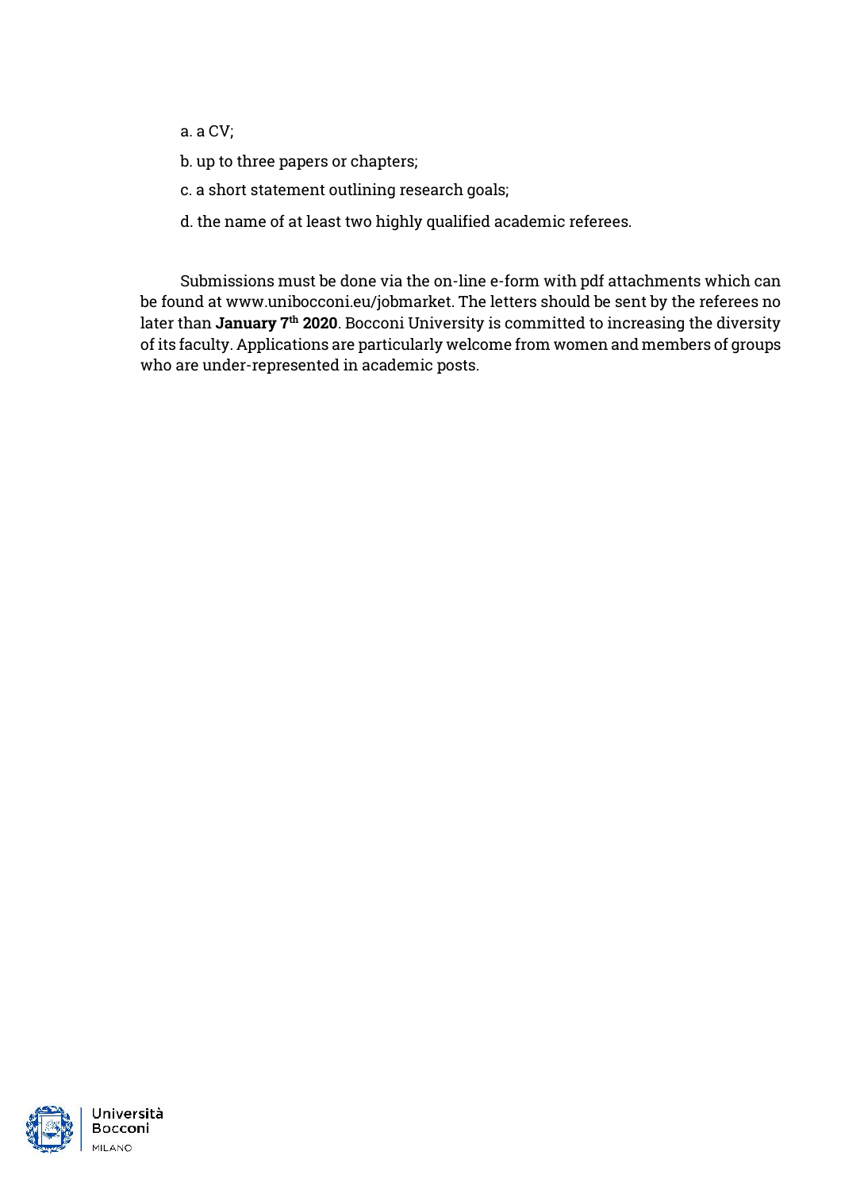a. a CV;

b. up to three papers or chapters;

c. a short statement outlining research goals;

d. the name of at least two highly qualified academic referees.

Submissions must be done via the on-line e-form with pdf attachments which can be found at www.unibocconi.eu/jobmarket. The letters should be sent by the referees no later than **January 7th 2020**. Bocconi University is committed to increasing the diversity of its faculty. Applications are particularly welcome from women and members of groups who are under-represented in academic posts.